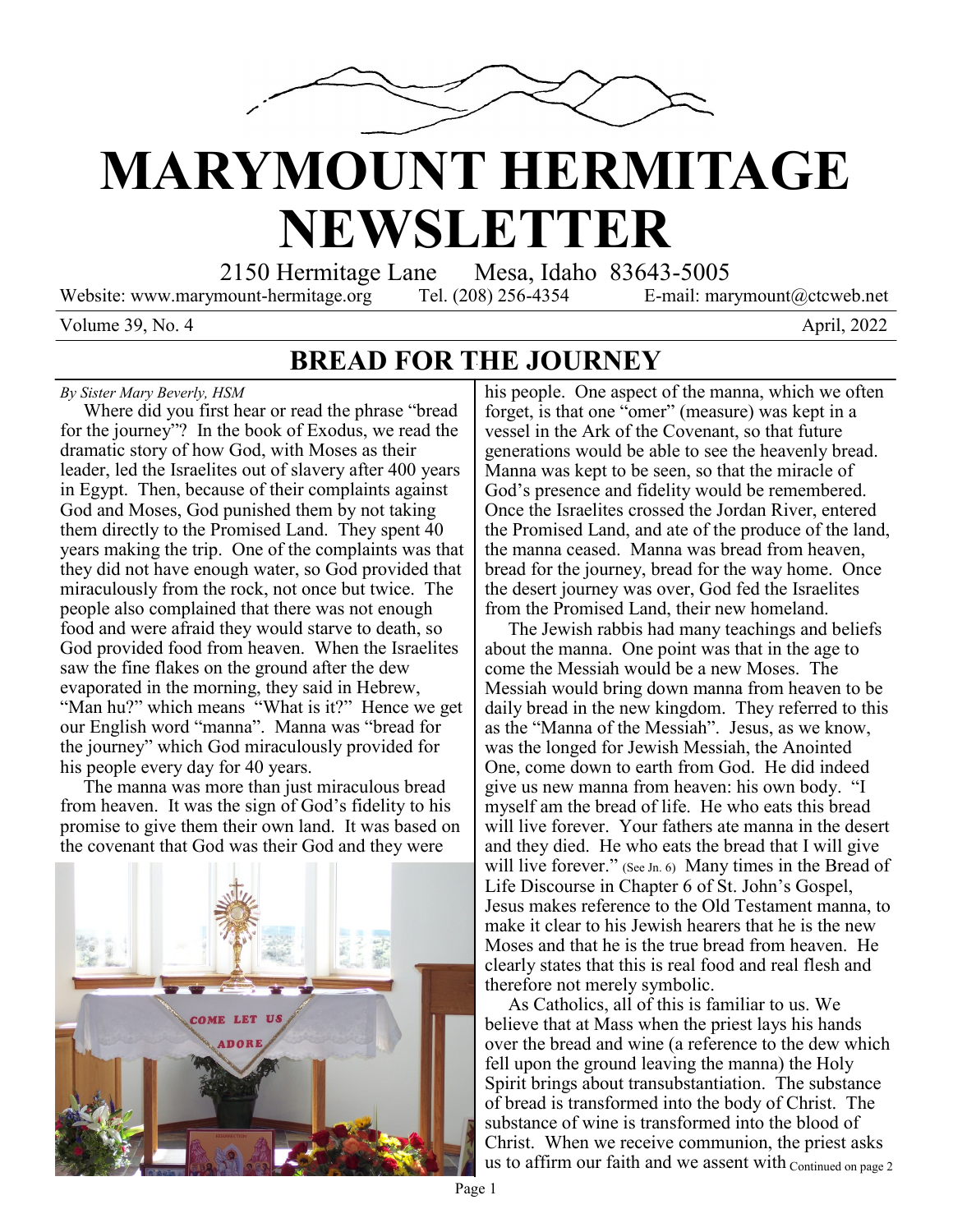# MARYMOUNT HERMITAGE NEWSLETTER

2150 Hermitage Lane Mesa, Idaho 83643-5005

Website: www.marymount-hermitage.org Tel. (208) 256-4354 E-mail: marymount@ctcweb.net

Volume 39, No. 4 April, 2022

## BREAD FOR THE JOURNEY

*By Sister Mary Beverly, HSM*

Where did you first hear or read the phrase "bread for the journey"? In the book of Exodus, we read the dramatic story of how God, with Moses as their leader, led the Israelites out of slavery after 400 years in Egypt. Then, because of their complaints against God and Moses, God punished them by not taking them directly to the Promised Land. They spent 40 years making the trip. One of the complaints was that they did not have enough water, so God provided that miraculously from the rock, not once but twice. The people also complained that there was not enough food and were afraid they would starve to death, so God provided food from heaven. When the Israelites saw the fine flakes on the ground after the dew evaporated in the morning, they said in Hebrew, "Man hu?" which means "What is it?" Hence we get our English word "manna". Manna was "bread for the journey" which God miraculously provided for his people every day for 40 years.

The manna was more than just miraculous bread from heaven. It was the sign of God's fidelity to his promise to give them their own land. It was based on the covenant that God was their God and they were his people. One aspect of the manna, which we often forget, is that one "omer" (measure) was kept in a vessel in the Ark of the Covenant, so that future generations would be able to see the heavenly bread. Manna was kept to be seen, so that the miracle of God's presence and fidelity would be remembered. Once the Israelites crossed the Jordan River, entered the Promised Land, and ate of the produce of the land, the manna ceased. Manna was bread from heaven, bread for the journey, bread for the way home. Once the desert journey was over, God fed the Israelites from the Promised Land, their new homeland.

The Jewish rabbis had many teachings and beliefs about the manna. One point was that in the age to come the Messiah would be a new Moses. The Messiah would bring down manna from heaven to be daily bread in the new kingdom. They referred to this as the "Manna of the Messiah". Jesus, as we know, was the longed for Jewish Messiah, the Anointed One, come down to earth from God. He did indeed give us new manna from heaven: his own body. "I myself am the bread of life. He who eats this bread will live forever. Your fathers ate manna in the desert and they died. He who eats the bread that I will give will live forever." (See Jn. 6) Many times in the Bread of Life Discourse in Chapter 6 of St. John's Gospel, Jesus makes reference to the Old Testament manna, to make it clear to his Jewish hearers that he is the new Moses and that he is the true bread from heaven. He clearly states that this is real food and real flesh and therefore not merely symbolic.

As Catholics, all of this is familiar to us. We believe that at Mass when the priest lays his hands over the bread and wine (a reference to the dew which fell upon the ground leaving the manna) the Holy Spirit brings about transubstantiation. The substance of bread is transformed into the body of Christ. The substance of wine is transformed into the blood of Christ. When we receive communion, the priest asks us to affirm our faith and we assent with *Continued on page 2*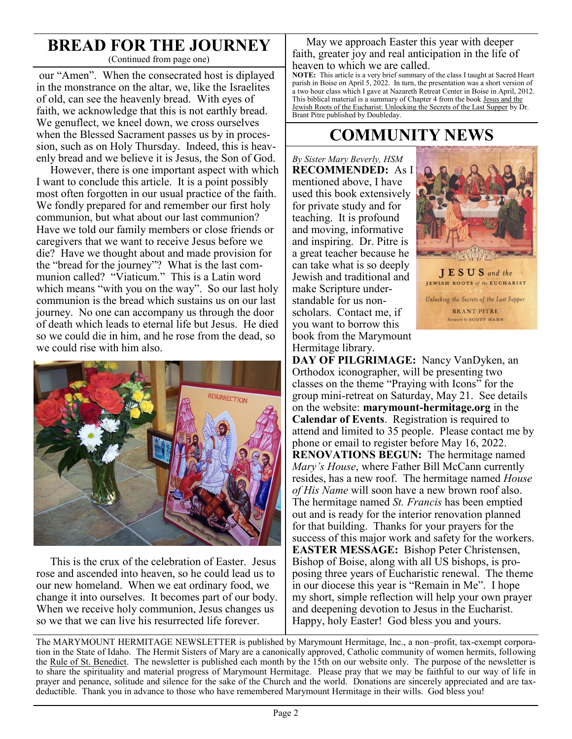# BREAD FOR THE JOURNEY

(Continued from page one)

our "Amen". When the consecrated host is diplayed in the monstrance on the altar, we, like the Israelites of old, can see the heavenly bread. With eyes of faith, we acknowledge that this is not earthly bread. We genuflect, we kneel down, we cross ourselves when the Blessed Sacrament passes us by in procession, such as on Holy Thursday. Indeed, this is heavenly bread and we believe it is Jesus, the Son of God.

However, there is one important aspect with which I want to conclude this article. It is a point possibly most often forgotten in our usual practice of the faith. We fondly prepared for and remember our first holy communion, but what about our last communion? Have we told our family members or close friends or caregivers that we want to receive Jesus before we die? Have we thought about and made provision for the "bread for the journey"? What is the last communion called? "Viaticum." This is a Latin word which means "with you on the way". So our last holy communion is the bread which sustains us on our last journey. No one can accompany us through the door of death which leads to eternal life but Jesus. He died so we could die in him, and he rose from the dead, so we could rise with him also.

This is the crux of the celebration of Easter. Jesus rose and ascended into heaven, so he could lead us to our new homeland. When we eat ordinary food, we change it into ourselves. It becomes part of our body. When we receive holy communion, Jesus changes us so we that we can live his resurrected life forever.

May we approach Easter this year with deeper faith, greater joy and real anticipation in the life of heaven to which we are called.

**NOTE:** This article is a very brief summary of the class I taught at Sacred Heart parish in Boise on April 5, 2022. In turn, the presentation was a short version of a two hour class which I gave at Nazareth Retreat Center in Boise in April, 2012. This biblical material is a summary of Chapter 4 from the book Jesus and the Jewish Roots of the Eucharist: Unlocking the Secrets of the Last Supper by Dr. Brant Pitre published by Doubleday.

# COMMUNITY NEWS

*By Sister Mary Beverly, HSM*

**RECOMMENDED:** As I mentioned above, I have used this book extensively for private study and for teaching. It is profound and moving, informative and inspiring. Dr. Pitre is a great teacher because he can take what is so deeply Jewish and traditional and make Scripture understandable for us non-scholars. Contact me, if you want to borrow this book from the Marymount Hermitage library.

**DAY OF PILGRIMAGE:** Nancy VanDyken, an Orthodox iconographer, will be presenting two classes on the theme "Praying with Icons" for the group mini-retreat on Saturday, May 21. See details on the website: **marymount-hermitage.org** in the **Calendar of Events**. Registration is required to attend and limited to 35 people. Please contact me by phone or email to register before May 16, 2022.

**RENOVATIONS BEGUN:** The hermitage named *Mary's House*, where Father Bill McCann currently resides, has a new roof. The hermitage named *House of His Name* will soon have a new brown roof also. The hermitage named *St. Francis* has been emptied out and is ready for the interior renovation planned for that building. Thanks for your prayers for the success of this major work and safety for the workers.

**EASTER MESSAGE:** Bishop Peter Christensen, Bishop of Boise, along with all US bishops, is proposing three years of Eucharistic renewal. The theme in our diocese this year is "Remain in Me". I hope my short, simple reflection will help your own prayer and deepening devotion to Jesus in the Eucharist. Happy, holy Easter! God bless you and yours.

---

The MARYMOUNT HERMITAGE NEWSLETTER is published by Marymount Hermitage, Inc., a non–profit, tax-exempt corporation in the State of Idaho. The Hermit Sisters of Mary are a canonically approved, Catholic community of women hermits, following the Rule of St. Benedict. The newsletter is published each month by the 15th on our website only. The purpose of the newsletter is to share the spirituality and material progress of Marymount Hermitage. Please pray that we may be faithful to our way of life in prayer and penance, solitude and silence for the sake of the Church and the world. Donations are sincerely appreciated and are tax-deductible. Thank you in advance to those who have remembered Marymount Hermitage in their wills. God bless you!